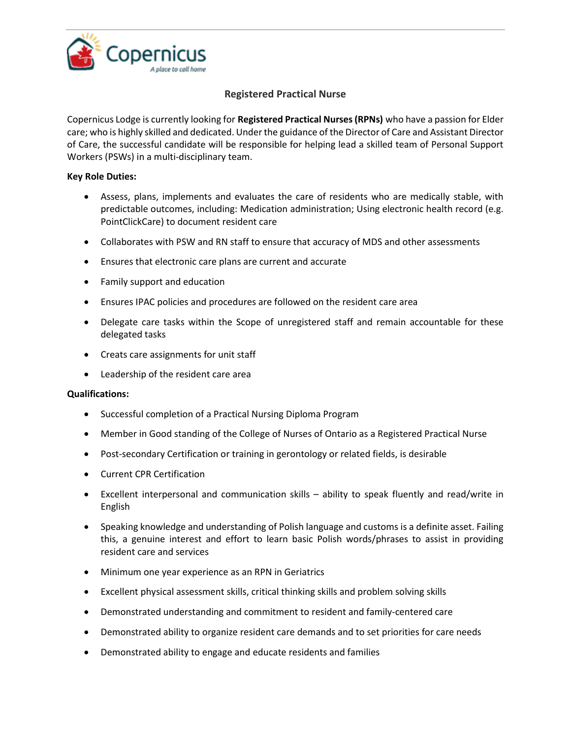Copernicus
*A place to call home*

# Registered Practical Nurse

Copernicus Lodge is currently looking for **Registered Practical Nurses (RPNs)** who have a passion for Elder care; who is highly skilled and dedicated. Under the guidance of the Director of Care and Assistant Director of Care, the successful candidate will be responsible for helping lead a skilled team of Personal Support Workers (PSWs) in a multi-disciplinary team.

**Key Role Duties:**

- Assess, plans, implements and evaluates the care of residents who are medically stable, with predictable outcomes, including: Medication administration; Using electronic health record (e.g. PointClickCare) to document resident care
- Collaborates with PSW and RN staff to ensure that accuracy of MDS and other assessments
- Ensures that electronic care plans are current and accurate
- Family support and education
- Ensures IPAC policies and procedures are followed on the resident care area
- Delegate care tasks within the Scope of unregistered staff and remain accountable for these delegated tasks
- Creats care assignments for unit staff
- Leadership of the resident care area

**Qualifications:**

- Successful completion of a Practical Nursing Diploma Program
- Member in Good standing of the College of Nurses of Ontario as a Registered Practical Nurse
- Post-secondary Certification or training in gerontology or related fields, is desirable
- Current CPR Certification
- Excellent interpersonal and communication skills – ability to speak fluently and read/write in English
- Speaking knowledge and understanding of Polish language and customs is a definite asset. Failing this, a genuine interest and effort to learn basic Polish words/phrases to assist in providing resident care and services
- Minimum one year experience as an RPN in Geriatrics
- Excellent physical assessment skills, critical thinking skills and problem solving skills
- Demonstrated understanding and commitment to resident and family-centered care
- Demonstrated ability to organize resident care demands and to set priorities for care needs
- Demonstrated ability to engage and educate residents and families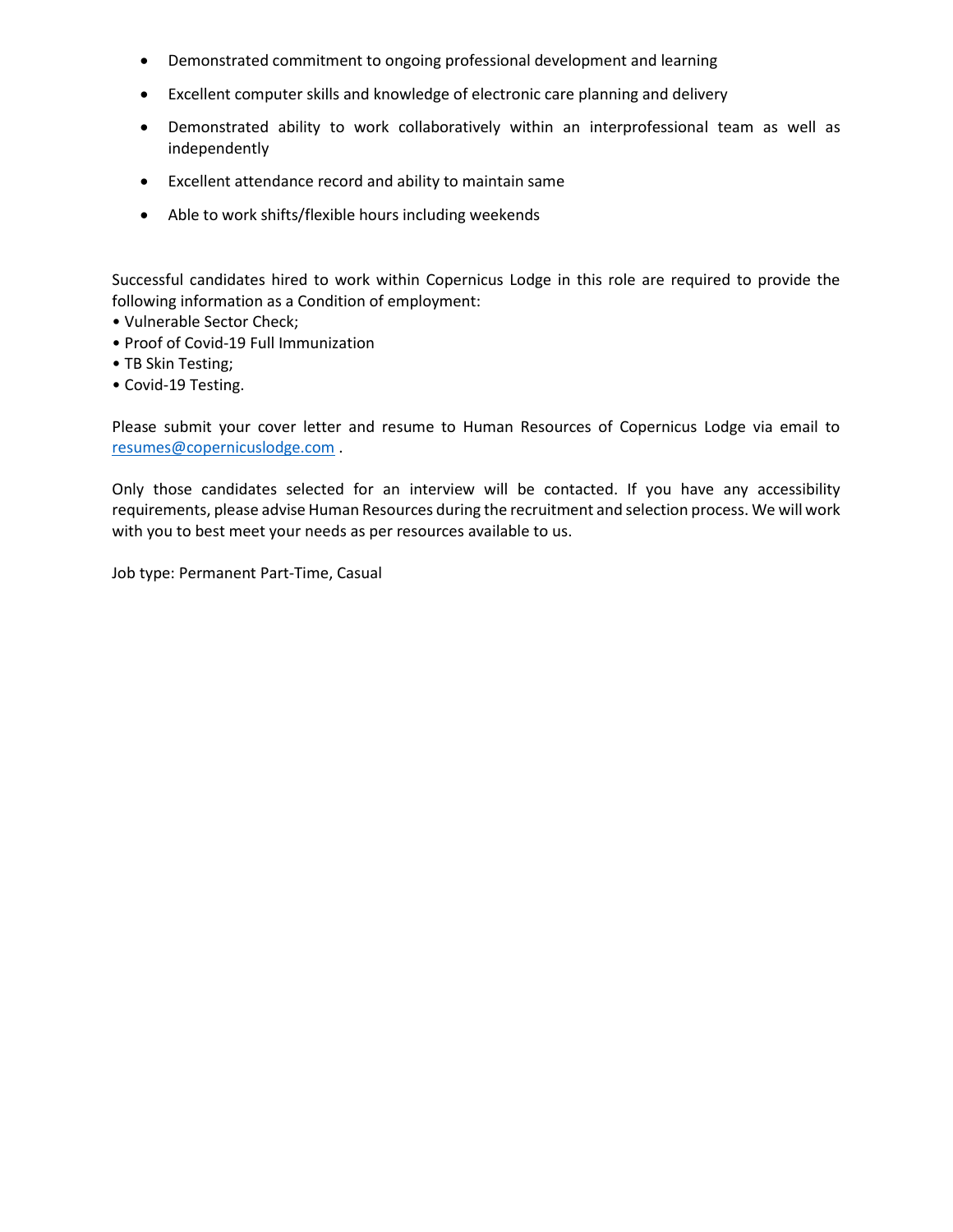- Demonstrated commitment to ongoing professional development and learning
- Excellent computer skills and knowledge of electronic care planning and delivery
- Demonstrated ability to work collaboratively within an interprofessional team as well as independently
- Excellent attendance record and ability to maintain same
- Able to work shifts/flexible hours including weekends

Successful candidates hired to work within Copernicus Lodge in this role are required to provide the following information as a Condition of employment:

- Vulnerable Sector Check;
- Proof of Covid-19 Full Immunization
- TB Skin Testing;
- Covid-19 Testing.

Please submit your cover letter and resume to Human Resources of Copernicus Lodge via email to [resumes@copernicuslodge.com](mailto:resumes@copernicuslodge.com) .

Only those candidates selected for an interview will be contacted. If you have any accessibility requirements, please advise Human Resources during the recruitment and selection process. We will work with you to best meet your needs as per resources available to us.

Job type: Permanent Part-Time, Casual